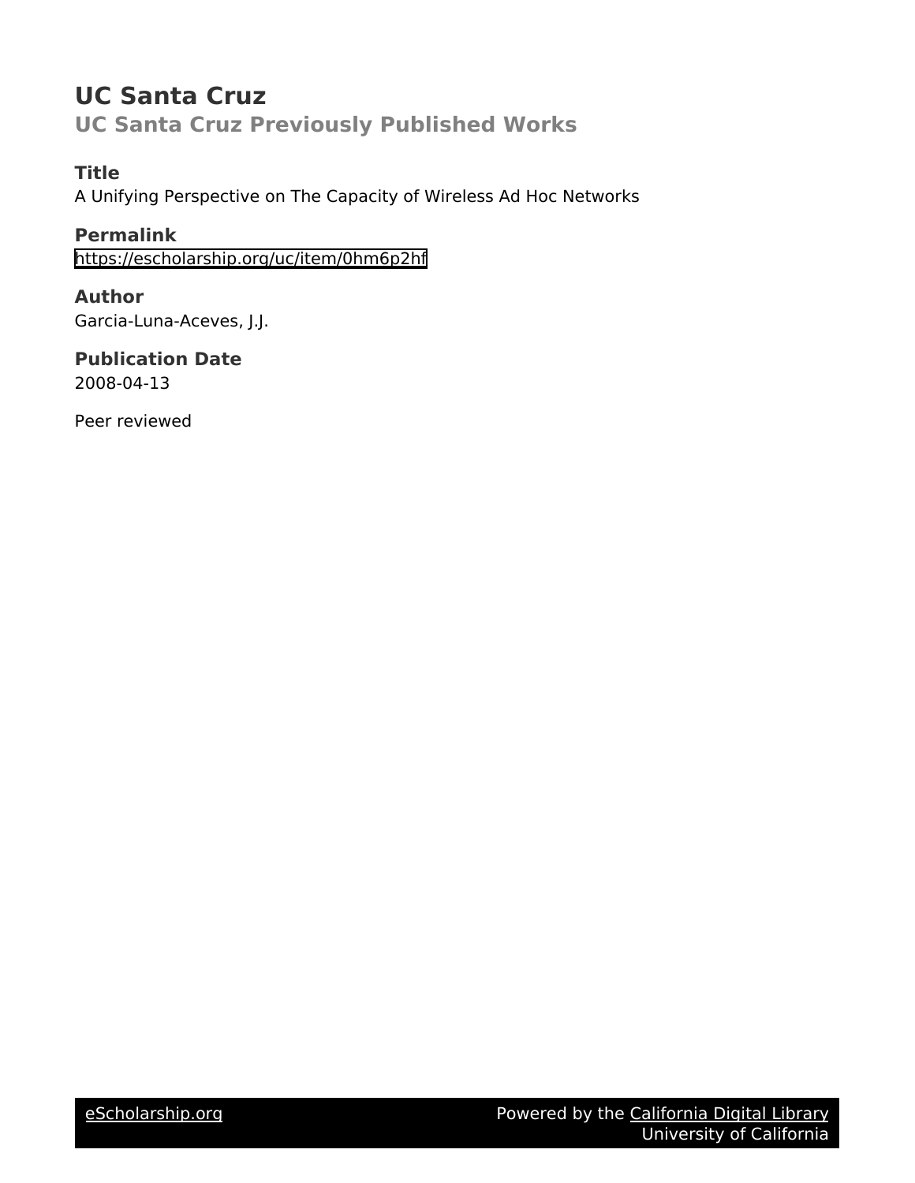# UC Santa Cruz

## UC Santa Cruz Previously Published Works

### Title

A Unifying Perspective on The Capacity of Wireless Ad Hoc Networks

### Permalink

https://escholarship.org/uc/item/0hm6p2hf

### Author

Garcia-Luna-Aceves, J.J.

### Publication Date

2008-04-13

Peer reviewed

eScholarship.org Powered by the California Digital Library University of California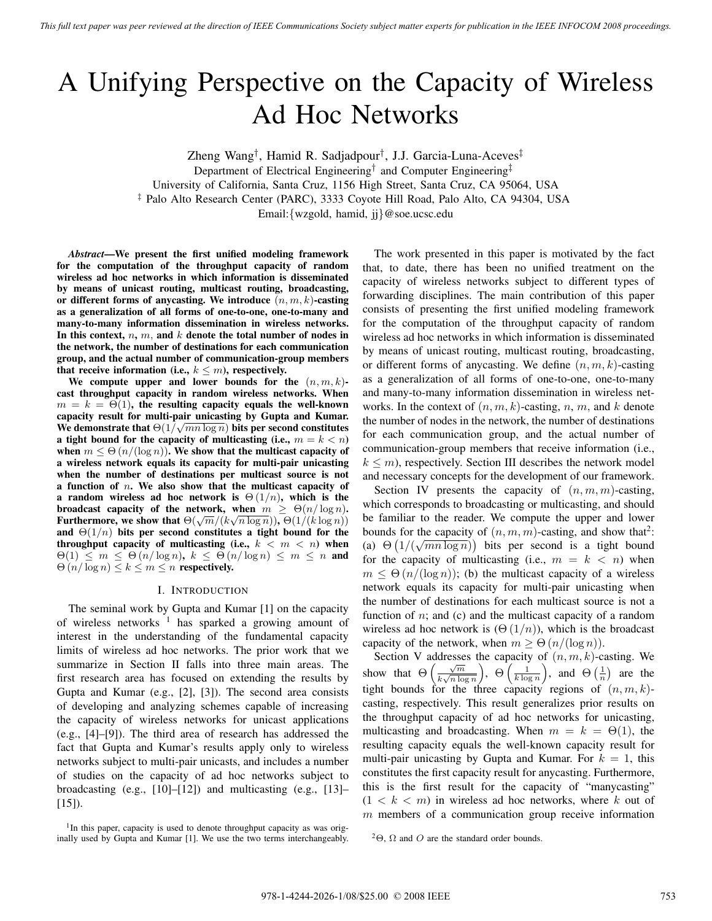This full text paper was peer reviewed at the direction of IEEE Communications Society subject matter experts for publication in the IEEE INFOCOM 2008 proceedings.

# A Unifying Perspective on the Capacity of Wireless Ad Hoc Networks

Zheng Wang[†], Hamid R. Sadjadpour[†], J.J. Garcia-Luna-Aceves[‡]

Department of Electrical Engineering[†] and Computer Engineering[‡]

University of California, Santa Cruz, 1156 High Street, Santa Cruz, CA 95064, USA

[‡] Palo Alto Research Center (PARC), 3333 Coyote Hill Road, Palo Alto, CA 94304, USA

Email:{wzgold, hamid, jj}@soe.ucsc.edu

***Abstract*—We present the first unified modeling framework for the computation of the throughput capacity of random wireless ad hoc networks in which information is disseminated by means of unicast routing, multicast routing, broadcasting, or different forms of anycasting. We introduce $(n, m, k)$-casting as a generalization of all forms of one-to-one, one-to-many and many-to-many information dissemination in wireless networks. In this context, $n$, $m$, and $k$ denote the total number of nodes in the network, the number of destinations for each communication group, and the actual number of communication-group members that receive information (i.e., $k \leq m$), respectively.**

**We compute upper and lower bounds for the $(n, m, k)$-cast throughput capacity in random wireless networks. When $m = k = \Theta(1)$, the resulting capacity equals the well-known capacity result for multi-pair unicasting by Gupta and Kumar. We demonstrate that $\Theta(1/\sqrt{mn \log n})$ bits per second constitutes a tight bound for the capacity of multicasting (i.e., $m = k < n$) when $m \leq \Theta(n/(\log n))$. We show that the multicast capacity of a wireless network equals its capacity for multi-pair unicasting when the number of destinations per multicast source is not a function of $n$. We also show that the multicast capacity of a random wireless ad hoc network is $\Theta(1/n)$, which is the broadcast capacity of the network, when $m \geq \Theta(n/\log n)$. Furthermore, we show that $\Theta(\sqrt{m}/(k\sqrt{n \log n}))$, $\Theta(1/(k \log n))$ and $\Theta(1/n)$ bits per second constitutes a tight bound for the throughput capacity of multicasting (i.e., $k < m < n$) when $\Theta(1) \leq m \leq \Theta(n/\log n)$, $k \leq \Theta(n/\log n) \leq m \leq n$ and $\Theta(n/\log n) \leq k \leq m \leq n$ respectively.**

## I. Introduction

The seminal work by Gupta and Kumar [1] on the capacity of wireless networks [1] has sparked a growing amount of interest in the understanding of the fundamental capacity limits of wireless ad hoc networks. The prior work that we summarize in Section II falls into three main areas. The first research area has focused on extending the results by Gupta and Kumar (e.g., [2], [3]). The second area consists of developing and analyzing schemes capable of increasing the capacity of wireless networks for unicast applications (e.g., [4]–[9]). The third area of research has addressed the fact that Gupta and Kumar's results apply only to wireless networks subject to multi-pair unicasts, and includes a number of studies on the capacity of ad hoc networks subject to broadcasting (e.g., [10]–[12]) and multicasting (e.g., [13]–[15]).

The work presented in this paper is motivated by the fact that, to date, there has been no unified treatment on the capacity of wireless networks subject to different types of forwarding disciplines. The main contribution of this paper consists of presenting the first unified modeling framework for the computation of the throughput capacity of random wireless ad hoc networks in which information is disseminated by means of unicast routing, multicast routing, broadcasting, or different forms of anycasting. We define $(n, m, k)$-casting as a generalization of all forms of one-to-one, one-to-many and many-to-many information dissemination in wireless networks. In the context of $(n, m, k)$-casting, $n$, $m$, and $k$ denote the number of nodes in the network, the number of destinations for each communication group, and the actual number of communication-group members that receive information (i.e., $k \leq m$), respectively. Section III describes the network model and necessary concepts for the development of our framework.

Section IV presents the capacity of $(n, m, m)$-casting, which corresponds to broadcasting or multicasting, and should be familiar to the reader. We compute the upper and lower bounds for the capacity of $(n, m, m)$-casting, and show that[2]: (a) $\Theta\left(1/(\sqrt{mn \log n})\right)$ bits per second is a tight bound for the capacity of multicasting (i.e., $m = k < n$) when $m \leq \Theta(n/(\log n))$; (b) the multicast capacity of a wireless network equals its capacity for multi-pair unicasting when the number of destinations for each multicast source is not a function of $n$; and (c) and the multicast capacity of a random wireless ad hoc network is $(\Theta(1/n))$, which is the broadcast capacity of the network, when $m \geq \Theta(n/(\log n))$.

Section V addresses the capacity of $(n, m, k)$-casting. We show that $\Theta\left(\frac{\sqrt{m}}{k\sqrt{n \log n}}\right)$, $\Theta\left(\frac{1}{k \log n}\right)$, and $\Theta\left(\frac{1}{n}\right)$ are the tight bounds for the three capacity regions of $(n, m, k)$-casting, respectively. This result generalizes prior results on the throughput capacity of ad hoc networks for unicasting, multicasting and broadcasting. When $m = k = \Theta(1)$, the resulting capacity equals the well-known capacity result for multi-pair unicasting by Gupta and Kumar. For $k = 1$, this constitutes the first capacity result for anycasting. Furthermore, this is the first result for the capacity of "manycasting" $(1 < k < m)$ in wireless ad hoc networks, where $k$ out of $m$ members of a communication group receive information

[1]In this paper, capacity is used to denote throughput capacity as was originally used by Gupta and Kumar [1]. We use the two terms interchangeably.

[2]$\Theta$, $\Omega$ and $O$ are the standard order bounds.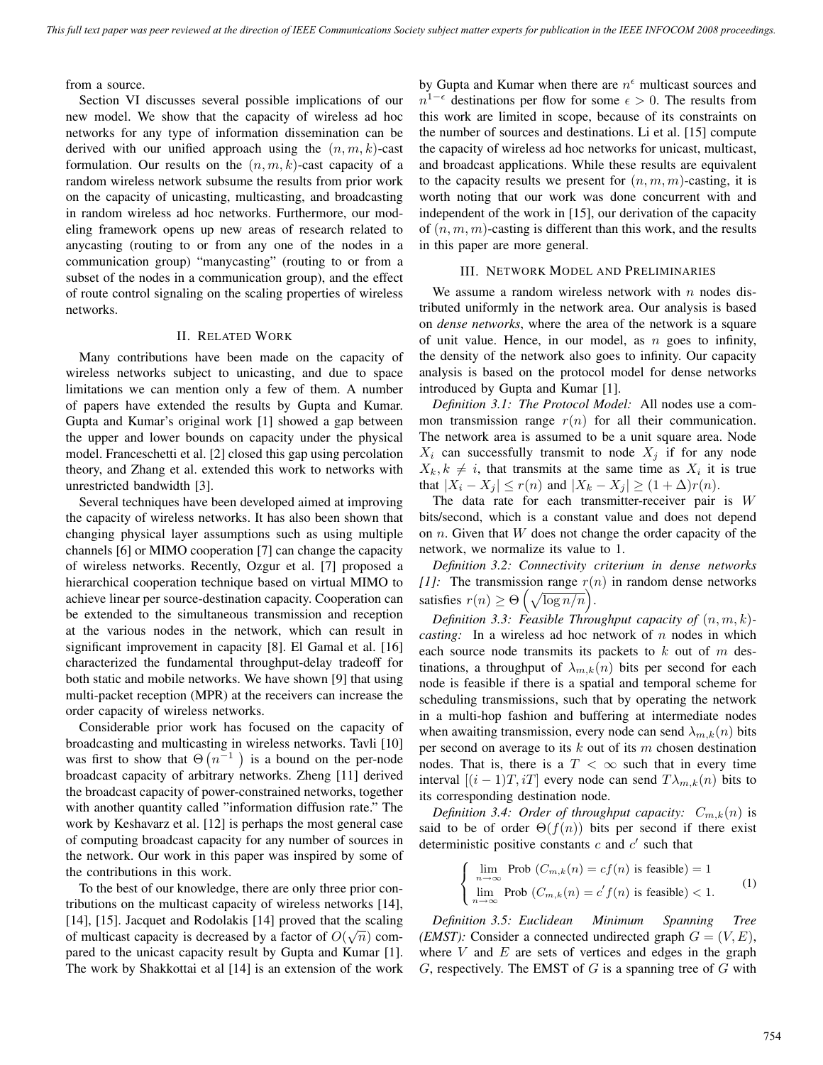from a source.

Section VI discusses several possible implications of our new model. We show that the capacity of wireless ad hoc networks for any type of information dissemination can be derived with our unified approach using the $(n, m, k)$-cast formulation. Our results on the $(n, m, k)$-cast capacity of a random wireless network subsume the results from prior work on the capacity of unicasting, multicasting, and broadcasting in random wireless ad hoc networks. Furthermore, our modeling framework opens up new areas of research related to anycasting (routing to or from any one of the nodes in a communication group) "manycasting" (routing to or from a subset of the nodes in a communication group), and the effect of route control signaling on the scaling properties of wireless networks.

## II. Related Work

Many contributions have been made on the capacity of wireless networks subject to unicasting, and due to space limitations we can mention only a few of them. A number of papers have extended the results by Gupta and Kumar. Gupta and Kumar's original work [1] showed a gap between the upper and lower bounds on capacity under the physical model. Franceschetti et al. [2] closed this gap using percolation theory, and Zhang et al. extended this work to networks with unrestricted bandwidth [3].

Several techniques have been developed aimed at improving the capacity of wireless networks. It has also been shown that changing physical layer assumptions such as using multiple channels [6] or MIMO cooperation [7] can change the capacity of wireless networks. Recently, Ozgur et al. [7] proposed a hierarchical cooperation technique based on virtual MIMO to achieve linear per source-destination capacity. Cooperation can be extended to the simultaneous transmission and reception at the various nodes in the network, which can result in significant improvement in capacity [8]. El Gamal et al. [16] characterized the fundamental throughput-delay tradeoff for both static and mobile networks. We have shown [9] that using multi-packet reception (MPR) at the receivers can increase the order capacity of wireless networks.

Considerable prior work has focused on the capacity of broadcasting and multicasting in wireless networks. Tavli [10] was first to show that $\Theta\left(n^{-1}\right)$ is a bound on the per-node broadcast capacity of arbitrary networks. Zheng [11] derived the broadcast capacity of power-constrained networks, together with another quantity called "information diffusion rate." The work by Keshavarz et al. [12] is perhaps the most general case of computing broadcast capacity for any number of sources in the network. Our work in this paper was inspired by some of the contributions in this work.

To the best of our knowledge, there are only three prior contributions on the multicast capacity of wireless networks [14], [14], [15]. Jacquet and Rodolakis [14] proved that the scaling of multicast capacity is decreased by a factor of $O(\sqrt{n})$ compared to the unicast capacity result by Gupta and Kumar [1]. The work by Shakkottai et al [14] is an extension of the work by Gupta and Kumar when there are $n^{\epsilon}$ multicast sources and $n^{1-\epsilon}$ destinations per flow for some $\epsilon > 0$. The results from this work are limited in scope, because of its constraints on the number of sources and destinations. Li et al. [15] compute the capacity of wireless ad hoc networks for unicast, multicast, and broadcast applications. While these results are equivalent to the capacity results we present for $(n, m, m)$-casting, it is worth noting that our work was done concurrent with and independent of the work in [15], our derivation of the capacity of $(n, m, m)$-casting is different than this work, and the results in this paper are more general.

## III. Network Model and Preliminaries

We assume a random wireless network with $n$ nodes distributed uniformly in the network area. Our analysis is based on *dense networks*, where the area of the network is a square of unit value. Hence, in our model, as $n$ goes to infinity, the density of the network also goes to infinity. Our capacity analysis is based on the protocol model for dense networks introduced by Gupta and Kumar [1].

*Definition 3.1: The Protocol Model:* All nodes use a common transmission range $r(n)$ for all their communication. The network area is assumed to be a unit square area. Node $X_i$ can successfully transmit to node $X_j$ if for any node $X_k, k \neq i$, that transmits at the same time as $X_i$ it is true that $|X_i - X_j| \leq r(n)$ and $|X_k - X_j| \geq (1+\Delta)r(n)$.

The data rate for each transmitter-receiver pair is $W$ bits/second, which is a constant value and does not depend on $n$. Given that $W$ does not change the order capacity of the network, we normalize its value to 1.

*Definition 3.2: Connectivity criterium in dense networks [1]:* The transmission range $r(n)$ in random dense networks satisfies $r(n) \geq \Theta\left(\sqrt{\log n/n}\right)$.

*Definition 3.3: Feasible Throughput capacity of $(n, m, k)$-casting:* In a wireless ad hoc network of $n$ nodes in which each source node transmits its packets to $k$ out of $m$ destinations, a throughput of $\lambda_{m,k}(n)$ bits per second for each node is feasible if there is a spatial and temporal scheme for scheduling transmissions, such that by operating the network in a multi-hop fashion and buffering at intermediate nodes when awaiting transmission, every node can send $\lambda_{m,k}(n)$ bits per second on average to its $k$ out of its $m$ chosen destination nodes. That is, there is a $T < \infty$ such that in every time interval $[(i-1)T, iT]$ every node can send $T\lambda_{m,k}(n)$ bits to its corresponding destination node.

*Definition 3.4: Order of throughput capacity:* $C_{m,k}(n)$ is said to be of order $\Theta(f(n))$ bits per second if there exist deterministic positive constants $c$ and $c'$ such that

$$
\begin{cases}
\lim\limits_{n\to\infty} \text{Prob } (C_{m,k}(n) = cf(n) \text{ is feasible}) = 1 \\
\lim\limits_{n\to\infty} \text{Prob } (C_{m,k}(n) = c'f(n) \text{ is feasible}) < 1.
\end{cases}
\tag{1}
$$

*Definition 3.5: Euclidean Minimum Spanning Tree (EMST):* Consider a connected undirected graph $G = (V, E)$, where $V$ and $E$ are sets of vertices and edges in the graph $G$, respectively. The EMST of $G$ is a spanning tree of $G$ with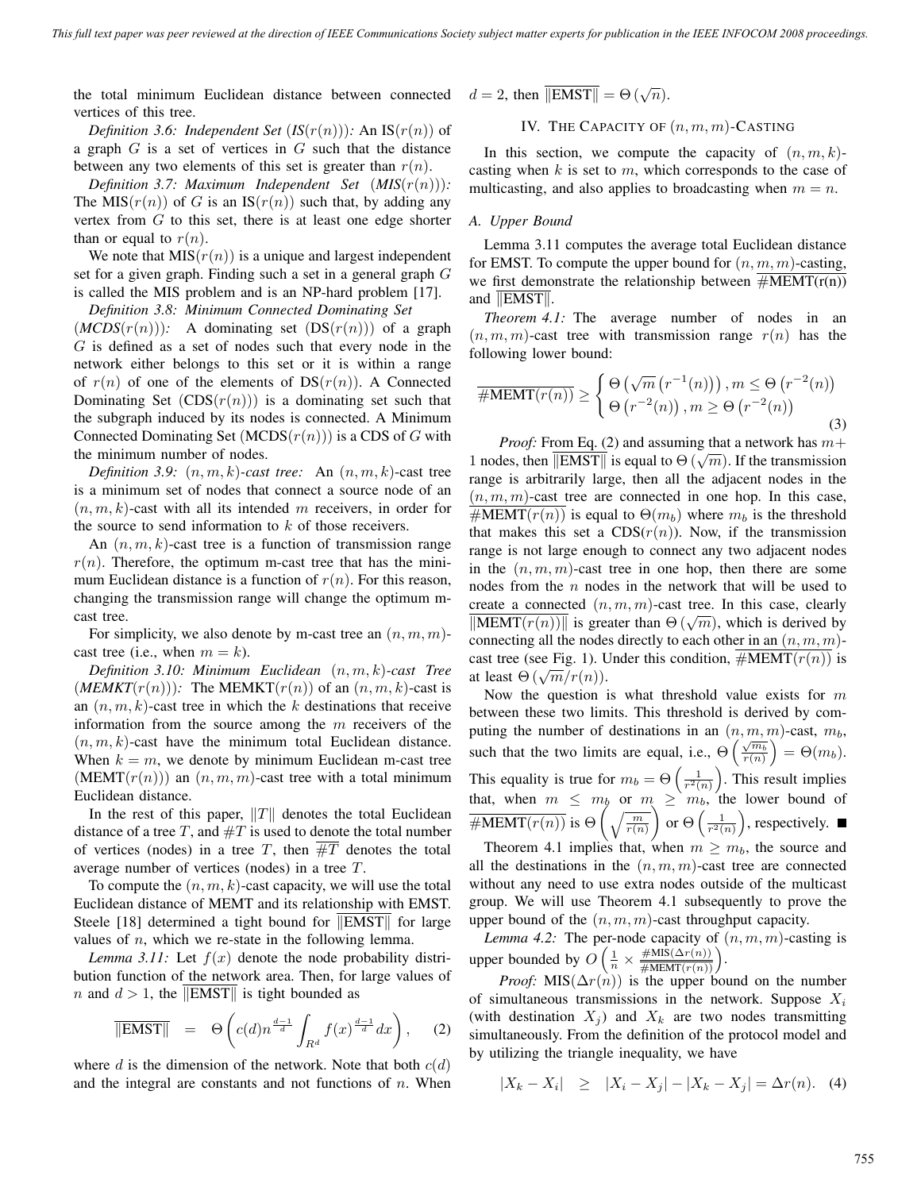the total minimum Euclidean distance between connected vertices of this tree.

*Definition 3.6: Independent Set (IS($r(n)$)):* An IS($r(n)$) of a graph $G$ is a set of vertices in $G$ such that the distance between any two elements of this set is greater than $r(n)$.

*Definition 3.7: Maximum Independent Set (MIS($r(n)$)):* The MIS($r(n)$) of $G$ is an IS($r(n)$) such that, by adding any vertex from $G$ to this set, there is at least one edge shorter than or equal to $r(n)$.

We note that MIS($r(n)$) is a unique and largest independent set for a given graph. Finding such a set in a general graph $G$ is called the MIS problem and is an NP-hard problem [17].

*Definition 3.8: Minimum Connected Dominating Set (MCDS($r(n)$)):* A dominating set (DS($r(n)$)) of a graph $G$ is defined as a set of nodes such that every node in the network either belongs to this set or it is within a range of $r(n)$ of one of the elements of DS($r(n)$). A Connected Dominating Set (CDS($r(n)$)) is a dominating set such that the subgraph induced by its nodes is connected. A Minimum Connected Dominating Set (MCDS($r(n)$)) is a CDS of $G$ with the minimum number of nodes.

*Definition 3.9: $(n, m, k)$-cast tree:* An $(n, m, k)$-cast tree is a minimum set of nodes that connect a source node of an $(n, m, k)$-cast with all its intended $m$ receivers, in order for the source to send information to $k$ of those receivers.

An $(n, m, k)$-cast tree is a function of transmission range $r(n)$. Therefore, the optimum m-cast tree that has the minimum Euclidean distance is a function of $r(n)$. For this reason, changing the transmission range will change the optimum m-cast tree.

For simplicity, we also denote by m-cast tree an $(n, m, m)$-cast tree (i.e., when $m = k$).

*Definition 3.10: Minimum Euclidean $(n, m, k)$-cast Tree (MEMKT($r(n)$)):* The MEMKT($r(n)$) of an $(n, m, k)$-cast is an $(n, m, k)$-cast tree in which the $k$ destinations that receive information from the source among the $m$ receivers of the $(n, m, k)$-cast have the minimum total Euclidean distance. When $k = m$, we denote by minimum Euclidean m-cast tree (MEMT($r(n)$)) an $(n, m, m)$-cast tree with a total minimum Euclidean distance.

In the rest of this paper, $\|T\|$ denotes the total Euclidean distance of a tree $T$, and $\#T$ is used to denote the total number of vertices (nodes) in a tree $T$, then $\overline{\#T}$ denotes the total average number of vertices (nodes) in a tree $T$.

To compute the $(n, m, k)$-cast capacity, we will use the total Euclidean distance of MEMT and its relationship with EMST. Steele [18] determined a tight bound for $\overline{\|\text{EMST}\|}$ for large values of $n$, which we re-state in the following lemma.

*Lemma 3.11:* Let $f(x)$ denote the node probability distribution function of the network area. Then, for large values of $n$ and $d > 1$, the $\overline{\|\text{EMST}\|}$ is tight bounded as

$$\overline{\|\text{EMST}\|} = \Theta\left(c(d)n^{\frac{d-1}{d}} \int_{R^d} f(x)^{\frac{d-1}{d}} dx\right), \quad (2)$$

where $d$ is the dimension of the network. Note that both $c(d)$ and the integral are constants and not functions of $n$. When $d = 2$, then $\overline{\|\text{EMST}\|} = \Theta(\sqrt{n})$.

## IV. The Capacity of $(n, m, m)$-Casting

In this section, we compute the capacity of $(n, m, k)$-casting when $k$ is set to $m$, which corresponds to the case of multicasting, and also applies to broadcasting when $m = n$.

### A. Upper Bound

Lemma 3.11 computes the average total Euclidean distance for EMST. To compute the upper bound for $(n, m, m)$-casting, we first demonstrate the relationship between $\overline{\#\text{MEMT(r(n))}}$ and $\overline{\|\text{EMST}\|}$.

*Theorem 4.1:* The average number of nodes in an $(n, m, m)$-cast tree with transmission range $r(n)$ has the following lower bound:

$$\overline{\#\text{MEMT}(r(n))} \geq \begin{cases} \Theta\left(\sqrt{m}\left(r^{-1}(n)\right)\right), m \leq \Theta\left(r^{-2}(n)\right) \\ \Theta\left(r^{-2}(n)\right), m \geq \Theta\left(r^{-2}(n)\right) \end{cases} \quad (3)$$

*Proof:* From Eq. (2) and assuming that a network has $m+1$ nodes, then $\overline{\|\text{EMST}\|}$ is equal to $\Theta(\sqrt{m})$. If the transmission range is arbitrarily large, then all the adjacent nodes in the $(n, m, m)$-cast tree are connected in one hop. In this case, $\overline{\#\text{MEMT}(r(n))}$ is equal to $\Theta(m_b)$ where $m_b$ is the threshold that makes this set a CDS($r(n)$). Now, if the transmission range is not large enough to connect any two adjacent nodes in the $(n, m, m)$-cast tree in one hop, then there are some nodes from the $n$ nodes in the network that will be used to create a connected $(n, m, m)$-cast tree. In this case, clearly $\overline{\|\text{MEMT}(r(n))\|}$ is greater than $\Theta(\sqrt{m})$, which is derived by connecting all the nodes directly to each other in an $(n, m, m)$-cast tree (see Fig. 1). Under this condition, $\overline{\#\text{MEMT}(r(n))}$ is at least $\Theta(\sqrt{m}/r(n))$.

Now the question is what threshold value exists for $m$ between these two limits. This threshold is derived by computing the number of destinations in an $(n, m, m)$-cast, $m_b$, such that the two limits are equal, i.e., $\Theta\left(\frac{\sqrt{m_b}}{r(n)}\right) = \Theta(m_b)$. This equality is true for $m_b = \Theta\left(\frac{1}{r^2(n)}\right)$. This result implies that, when $m \leq m_b$ or $m \geq m_b$, the lower bound of $\overline{\#\text{MEMT}(r(n))}$ is $\Theta\left(\sqrt{\frac{m}{r(n)}}\right)$ or $\Theta\left(\frac{1}{r^2(n)}\right)$, respectively. ■

Theorem 4.1 implies that, when $m \geq m_b$, the source and all the destinations in the $(n, m, m)$-cast tree are connected without any need to use extra nodes outside of the multicast group. We will use Theorem 4.1 subsequently to prove the upper bound of the $(n, m, m)$-cast throughput capacity.

*Lemma 4.2:* The per-node capacity of $(n, m, m)$-casting is upper bounded by $O\left(\frac{1}{n} \times \frac{\#\text{MIS}(\Delta r(n))}{\overline{\#\text{MEMT}(r(n))}}\right)$.

*Proof:* MIS($\Delta r(n)$) is the upper bound on the number of simultaneous transmissions in the network. Suppose $X_i$ (with destination $X_j$) and $X_k$ are two nodes transmitting simultaneously. From the definition of the protocol model and by utilizing the triangle inequality, we have

$$|X_k - X_i| \geq |X_i - X_j| - |X_k - X_j| = \Delta r(n). \quad (4)$$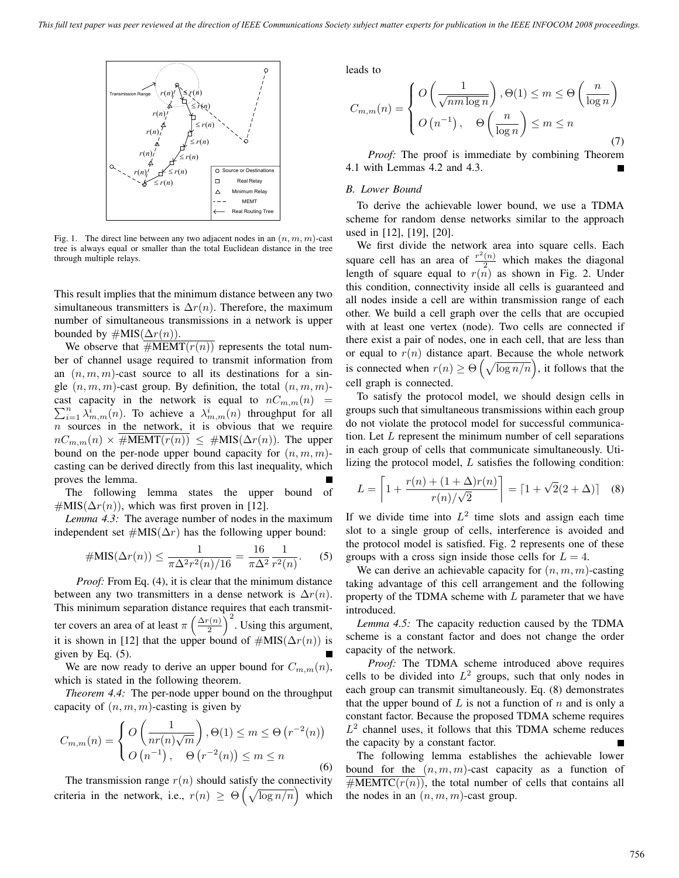Fig. 1. The direct line between any two adjacent nodes in an $(n, m, m)$-cast tree is always equal or smaller than the total Euclidean distance in the tree through multiple relays.

This result implies that the minimum distance between any two simultaneous transmitters is $\Delta r(n)$. Therefore, the maximum number of simultaneous transmissions in a network is upper bounded by $\#\text{MIS}(\Delta r(n))$.

We observe that $\overline{\#\text{MEMT}(r(n))}$ represents the total number of channel usage required to transmit information from an $(n, m, m)$-cast source to all its destinations for a single $(n, m, m)$-cast group. By definition, the total $(n, m, m)$-cast capacity in the network is equal to $nC_{m,m}(n) = \sum_{i=1}^{n} \lambda_{m,m}^{i}(n)$. To achieve a $\lambda_{m,m}^{i}(n)$ throughput for all $n$ sources in the network, it is obvious that we require $nC_{m,m}(n) \times \overline{\#\text{MEMT}(r(n))} \leq \#\text{MIS}(\Delta r(n))$. The upper bound on the per-node upper bound capacity for $(n, m, m)$-casting can be derived directly from this last inequality, which proves the lemma. ■

The following lemma states the upper bound of $\#\text{MIS}(\Delta r(n))$, which was first proven in [12].

*Lemma 4.3:* The average number of nodes in the maximum independent set $\#\text{MIS}(\Delta r)$ has the following upper bound:

$$\#\text{MIS}(\Delta r(n)) \leq \frac{1}{\pi \Delta^2 r^2(n)/16} = \frac{16}{\pi \Delta^2} \frac{1}{r^2(n)}. \quad (5)$$

*Proof:* From Eq. (4), it is clear that the minimum distance between any two transmitters in a dense network is $\Delta r(n)$. This minimum separation distance requires that each transmitter covers an area of at least $\pi \left(\frac{\Delta r(n)}{2}\right)^2$. Using this argument, it is shown in [12] that the upper bound of $\#\text{MIS}(\Delta r(n))$ is given by Eq. (5). ■

We are now ready to derive an upper bound for $C_{m,m}(n)$, which is stated in the following theorem.

*Theorem 4.4:* The per-node upper bound on the throughput capacity of $(n, m, m)$-casting is given by

$$C_{m,m}(n) = \begin{cases} O\left(\dfrac{1}{nr(n)\sqrt{m}}\right), \Theta(1) \leq m \leq \Theta\left(r^{-2}(n)\right) \\ O\left(n^{-1}\right), \quad \Theta\left(r^{-2}(n)\right) \leq m \leq n \end{cases} \quad (6)$$

The transmission range $r(n)$ should satisfy the connectivity criteria in the network, i.e., $r(n) \geq \Theta\left(\sqrt{\log n/n}\right)$ which leads to

$$C_{m,m}(n) = \begin{cases} O\left(\dfrac{1}{\sqrt{nm\log n}}\right), \Theta(1) \leq m \leq \Theta\left(\dfrac{n}{\log n}\right) \\ O\left(n^{-1}\right), \quad \Theta\left(\dfrac{n}{\log n}\right) \leq m \leq n \end{cases} \quad (7)$$

*Proof:* The proof is immediate by combining Theorem 4.1 with Lemmas 4.2 and 4.3. ■

### B. Lower Bound

To derive the achievable lower bound, we use a TDMA scheme for random dense networks similar to the approach used in [12], [19], [20].

We first divide the network area into square cells. Each square cell has an area of $\frac{r^2(n)}{2}$ which makes the diagonal length of square equal to $r(n)$ as shown in Fig. 2. Under this condition, connectivity inside all cells is guaranteed and all nodes inside a cell are within transmission range of each other. We build a cell graph over the cells that are occupied with at least one vertex (node). Two cells are connected if there exist a pair of nodes, one in each cell, that are less than or equal to $r(n)$ distance apart. Because the whole network is connected when $r(n) \geq \Theta\left(\sqrt{\log n/n}\right)$, it follows that the cell graph is connected.

To satisfy the protocol model, we should design cells in groups such that simultaneous transmissions within each group do not violate the protocol model for successful communication. Let $L$ represent the minimum number of cell separations in each group of cells that communicate simultaneously. Utilizing the protocol model, $L$ satisfies the following condition:

$$L = \left\lceil 1 + \frac{r(n) + (1 + \Delta)r(n)}{r(n)/\sqrt{2}} \right\rceil = \lceil 1 + \sqrt{2}(2 + \Delta) \rceil \quad (8)$$

If we divide time into $L^2$ time slots and assign each time slot to a single group of cells, interference is avoided and the protocol model is satisfied. Fig. 2 represents one of these groups with a cross sign inside those cells for $L = 4$.

We can derive an achievable capacity for $(n, m, m)$-casting taking advantage of this cell arrangement and the following property of the TDMA scheme with $L$ parameter that we have introduced.

*Lemma 4.5:* The capacity reduction caused by the TDMA scheme is a constant factor and does not change the order capacity of the network.

*Proof:* The TDMA scheme introduced above requires cells to be divided into $L^2$ groups, such that only nodes in each group can transmit simultaneously. Eq. (8) demonstrates that the upper bound of $L$ is not a function of $n$ and is only a constant factor. Because the proposed TDMA scheme requires $L^2$ channel uses, it follows that this TDMA scheme reduces the capacity by a constant factor. ■

The following lemma establishes the achievable lower bound for the $(n, m, m)$-cast capacity as a function of $\overline{\#\text{MEMTC}(r(n))}$, the total number of cells that contains all the nodes in an $(n, m, m)$-cast group.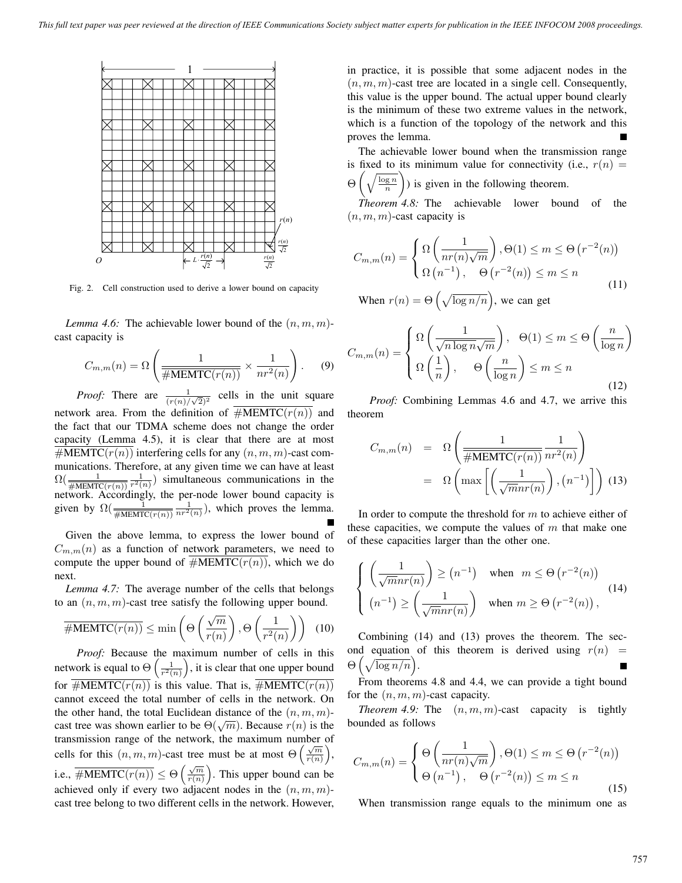Fig. 2. Cell construction used to derive a lower bound on capacity

*Lemma 4.6:* The achievable lower bound of the $(n, m, m)$-cast capacity is

$$C_{m,m}(n) = \Omega\left(\frac{1}{\overline{\#\text{MEMTC}(r(n))}} \times \frac{1}{nr^2(n)}\right). \quad (9)$$

*Proof:* There are $\frac{1}{(r(n)/\sqrt{2})^2}$ cells in the unit square network area. From the definition of $\overline{\#\text{MEMTC}(r(n))}$ and the fact that our TDMA scheme does not change the order capacity (Lemma 4.5), it is clear that there are at most $\overline{\#\text{MEMTC}(r(n))}$ interfering cells for any $(n, m, m)$-cast communications. Therefore, at any given time we can have at least $\Omega(\frac{1}{\overline{\#\text{MEMTC}(r(n))}} \frac{1}{r^2(n)})$ simultaneous communications in the network. Accordingly, the per-node lower bound capacity is given by $\Omega(\frac{1}{\overline{\#\text{MEMTC}(r(n))}} \frac{1}{nr^2(n)})$, which proves the lemma. ∎

Given the above lemma, to express the lower bound of $C_{m,m}(n)$ as a function of network parameters, we need to compute the upper bound of $\overline{\#\text{MEMTC}(r(n))}$, which we do next.

*Lemma 4.7:* The average number of the cells that belongs to an $(n, m, m)$-cast tree satisfy the following upper bound.

$$\overline{\#\text{MEMTC}(r(n))} \leq \min\left(\Theta\left(\frac{\sqrt{m}}{r(n)}\right), \Theta\left(\frac{1}{r^2(n)}\right)\right) \quad (10)$$

*Proof:* Because the maximum number of cells in this network is equal to $\Theta\left(\frac{1}{r^2(n)}\right)$, it is clear that one upper bound for $\overline{\#\text{MEMTC}(r(n))}$ is this value. That is, $\overline{\#\text{MEMTC}(r(n))}$ cannot exceed the total number of cells in the network. On the other hand, the total Euclidean distance of the $(n, m, m)$-cast tree was shown earlier to be $\Theta(\sqrt{m})$. Because $r(n)$ is the transmission range of the network, the maximum number of cells for this $(n, m, m)$-cast tree must be at most $\Theta\left(\frac{\sqrt{m}}{r(n)}\right)$, i.e., $\overline{\#\text{MEMTC}(r(n))} \leq \Theta\left(\frac{\sqrt{m}}{r(n)}\right)$. This upper bound can be achieved only if every two adjacent nodes in the $(n, m, m)$-cast tree belong to two different cells in the network. However, in practice, it is possible that some adjacent nodes in the $(n, m, m)$-cast tree are located in a single cell. Consequently, this value is the upper bound. The actual upper bound clearly is the minimum of these two extreme values in the network, which is a function of the topology of the network and this proves the lemma. ∎

The achievable lower bound when the transmission range is fixed to its minimum value for connectivity (i.e., $r(n) = \Theta\left(\sqrt{\frac{\log n}{n}}\right)$) is given in the following theorem.

*Theorem 4.8:* The achievable lower bound of the $(n, m, m)$-cast capacity is

$$C_{m,m}(n) = \begin{cases} \Omega\left(\frac{1}{nr(n)\sqrt{m}}\right), \Theta(1) \leq m \leq \Theta\left(r^{-2}(n)\right) \\ \Omega\left(n^{-1}\right), \quad \Theta\left(r^{-2}(n)\right) \leq m \leq n \end{cases} \quad (11)$$

When $r(n) = \Theta\left(\sqrt{\log n/n}\right)$, we can get

$$C_{m,m}(n) = \begin{cases} \Omega\left(\frac{1}{\sqrt{n\log n}\sqrt{m}}\right), \quad \Theta(1) \leq m \leq \Theta\left(\frac{n}{\log n}\right) \\ \Omega\left(\frac{1}{n}\right), \quad \Theta\left(\frac{n}{\log n}\right) \leq m \leq n \end{cases} \quad (12)$$

*Proof:* Combining Lemmas 4.6 and 4.7, we arrive this theorem

$$\begin{aligned} C_{m,m}(n) &= \Omega\left(\frac{1}{\overline{\#\text{MEMTC}(r(n))}} \frac{1}{nr^2(n)}\right) \\ &= \Omega\left(\max\left[\left(\frac{1}{\sqrt{m}nr(n)}\right), \left(n^{-1}\right)\right]\right) \end{aligned} \quad (13)$$

In order to compute the threshold for $m$ to achieve either of these capacities, we compute the values of $m$ that make one of these capacities larger than the other one.

$$\begin{cases} \left(\frac{1}{\sqrt{m}nr(n)}\right) \geq \left(n^{-1}\right) & \text{when } \; m \leq \Theta\left(r^{-2}(n)\right) \\ \left(n^{-1}\right) \geq \left(\frac{1}{\sqrt{m}nr(n)}\right) & \text{when } m \geq \Theta\left(r^{-2}(n)\right), \end{cases} \quad (14)$$

Combining (14) and (13) proves the theorem. The second equation of this theorem is derived using $r(n) = \Theta\left(\sqrt{\log n/n}\right)$. ∎

From theorems 4.8 and 4.4, we can provide a tight bound for the $(n, m, m)$-cast capacity.

*Theorem 4.9:* The $(n, m, m)$-cast capacity is tightly bounded as follows

$$C_{m,m}(n) = \begin{cases} \Theta\left(\frac{1}{nr(n)\sqrt{m}}\right), \Theta(1) \leq m \leq \Theta\left(r^{-2}(n)\right) \\ \Theta\left(n^{-1}\right), \quad \Theta\left(r^{-2}(n)\right) \leq m \leq n \end{cases} \quad (15)$$

When transmission range equals to the minimum one as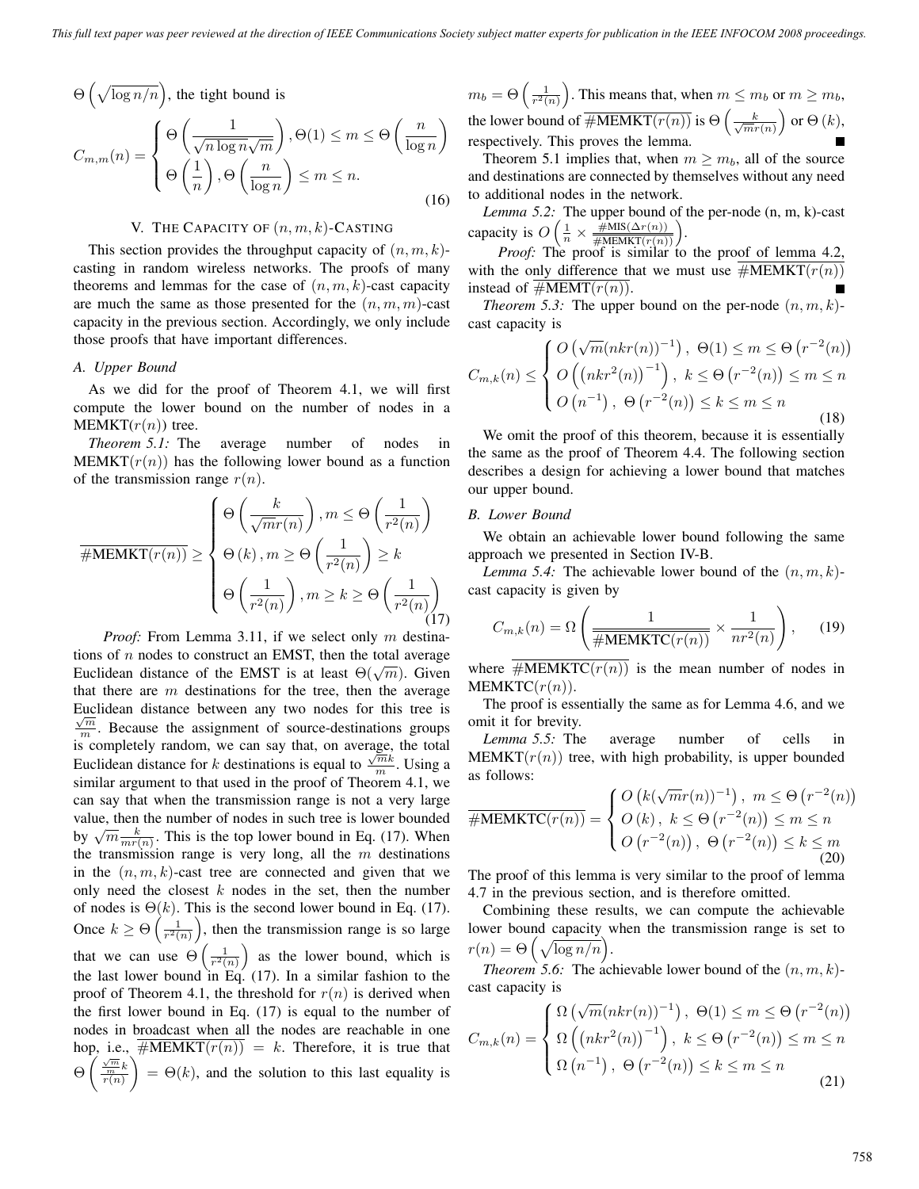$\Theta\left(\sqrt{\log n/n}\right)$, the tight bound is

$$C_{m,m}(n) = \begin{cases} \Theta\left(\frac{1}{\sqrt{n \log n}\sqrt{m}}\right), \Theta(1) \leq m \leq \Theta\left(\frac{n}{\log n}\right) \\ \Theta\left(\frac{1}{n}\right), \Theta\left(\frac{n}{\log n}\right) \leq m \leq n. \end{cases} \tag{16}$$

## V. The Capacity of $(n, m, k)$-Casting

This section provides the throughput capacity of $(n, m, k)$-casting in random wireless networks. The proofs of many theorems and lemmas for the case of $(n, m, k)$-cast capacity are much the same as those presented for the $(n, m, m)$-cast capacity in the previous section. Accordingly, we only include those proofs that have important differences.

### A. Upper Bound

As we did for the proof of Theorem 4.1, we will first compute the lower bound on the number of nodes in a MEMKT$(r(n))$ tree.

*Theorem 5.1:* The average number of nodes in MEMKT$(r(n))$ has the following lower bound as a function of the transmission range $r(n)$.

$$\overline{\#\text{MEMKT}(r(n))} \geq \begin{cases} \Theta\left(\frac{k}{\sqrt{m}r(n)}\right), m \leq \Theta\left(\frac{1}{r^2(n)}\right) \\ \Theta(k), m \geq \Theta\left(\frac{1}{r^2(n)}\right) \geq k \\ \Theta\left(\frac{1}{r^2(n)}\right), m \geq k \geq \Theta\left(\frac{1}{r^2(n)}\right) \end{cases} \tag{17}$$

*Proof:* From Lemma 3.11, if we select only $m$ destinations of $n$ nodes to construct an EMST, then the total average Euclidean distance of the EMST is at least $\Theta(\sqrt{m})$. Given that there are $m$ destinations for the tree, then the average Euclidean distance between any two nodes for this tree is $\frac{\sqrt{m}}{m}$. Because the assignment of source-destinations groups is completely random, we can say that, on average, the total Euclidean distance for $k$ destinations is equal to $\frac{\sqrt{m}k}{m}$. Using a similar argument to that used in the proof of Theorem 4.1, we can say that when the transmission range is not a very large value, then the number of nodes in such tree is lower bounded by $\sqrt{m}\frac{k}{mr(n)}$. This is the top lower bound in Eq. (17). When the transmission range is very long, all the $m$ destinations in the $(n, m, k)$-cast tree are connected and given that we only need the closest $k$ nodes in the set, then the number of nodes is $\Theta(k)$. This is the second lower bound in Eq. (17). Once $k \geq \Theta\left(\frac{1}{r^2(n)}\right)$, then the transmission range is so large that we can use $\Theta\left(\frac{1}{r^2(n)}\right)$ as the lower bound, which is the last lower bound in Eq. (17). In a similar fashion to the proof of Theorem 4.1, the threshold for $r(n)$ is derived when the first lower bound in Eq. (17) is equal to the number of nodes in broadcast when all the nodes are reachable in one hop, i.e., $\overline{\#\text{MEMKT}(r(n))} = k$. Therefore, it is true that $\Theta\left(\frac{\frac{\sqrt{m}}{m}k}{r(n)}\right) = \Theta(k)$, and the solution to this last equality is $m_b = \Theta\left(\frac{1}{r^2(n)}\right)$. This means that, when $m \leq m_b$ or $m \geq m_b$, the lower bound of $\overline{\#\text{MEMKT}(r(n))}$ is $\Theta\left(\frac{k}{\sqrt{m}r(n)}\right)$ or $\Theta(k)$, respectively. This proves the lemma. ∎

Theorem 5.1 implies that, when $m \geq m_b$, all of the source and destinations are connected by themselves without any need to additional nodes in the network.

*Lemma 5.2:* The upper bound of the per-node (n, m, k)-cast capacity is $O\left(\frac{1}{n} \times \frac{\#\text{MIS}(\Delta r(n))}{\overline{\#\text{MEMKT}(r(n))}}\right)$.

*Proof:* The proof is similar to the proof of lemma 4.2, with the only difference that we must use $\overline{\#\text{MEMKT}(r(n))}$ instead of $\overline{\#\text{MEMT}(r(n))}$. ∎

*Theorem 5.3:* The upper bound on the per-node $(n, m, k)$-cast capacity is

$$C_{m,k}(n) \leq \begin{cases} O\left(\sqrt{m}(nkr(n))^{-1}\right), \ \Theta(1) \leq m \leq \Theta\left(r^{-2}(n)\right) \\ O\left(\left(nkr^2(n)\right)^{-1}\right), \ k \leq \Theta\left(r^{-2}(n)\right) \leq m \leq n \\ O\left(n^{-1}\right), \ \Theta\left(r^{-2}(n)\right) \leq k \leq m \leq n \end{cases} \tag{18}$$

We omit the proof of this theorem, because it is essentially the same as the proof of Theorem 4.4. The following section describes a design for achieving a lower bound that matches our upper bound.

### B. Lower Bound

We obtain an achievable lower bound following the same approach we presented in Section IV-B.

*Lemma 5.4:* The achievable lower bound of the $(n, m, k)$-cast capacity is given by

$$C_{m,k}(n) = \Omega\left(\frac{1}{\overline{\#\text{MEMKTC}(r(n))}} \times \frac{1}{nr^2(n)}\right), \tag{19}$$

where $\overline{\#\text{MEMKTC}(r(n))}$ is the mean number of nodes in MEMKTC$(r(n))$.

The proof is essentially the same as for Lemma 4.6, and we omit it for brevity.

*Lemma 5.5:* The average number of cells in MEMKT$(r(n))$ tree, with high probability, is upper bounded as follows:

$$\overline{\#\text{MEMKTC}(r(n))} = \begin{cases} O\left(k(\sqrt{m}r(n))^{-1}\right), \ m \leq \Theta\left(r^{-2}(n)\right) \\ O(k), \ k \leq \Theta\left(r^{-2}(n)\right) \leq m \leq n \\ O\left(r^{-2}(n)\right), \ \Theta\left(r^{-2}(n)\right) \leq k \leq m \end{cases} \tag{20}$$

The proof of this lemma is very similar to the proof of lemma 4.7 in the previous section, and is therefore omitted.

Combining these results, we can compute the achievable lower bound capacity when the transmission range is set to $r(n) = \Theta\left(\sqrt{\log n/n}\right)$.

*Theorem 5.6:* The achievable lower bound of the $(n, m, k)$-cast capacity is

$$C_{m,k}(n) = \begin{cases} \Omega\left(\sqrt{m}(nkr(n))^{-1}\right), \ \Theta(1) \leq m \leq \Theta\left(r^{-2}(n)\right) \\ \Omega\left(\left(nkr^2(n)\right)^{-1}\right), \ k \leq \Theta\left(r^{-2}(n)\right) \leq m \leq n \\ \Omega\left(n^{-1}\right), \ \Theta\left(r^{-2}(n)\right) \leq k \leq m \leq n \end{cases} \tag{21}$$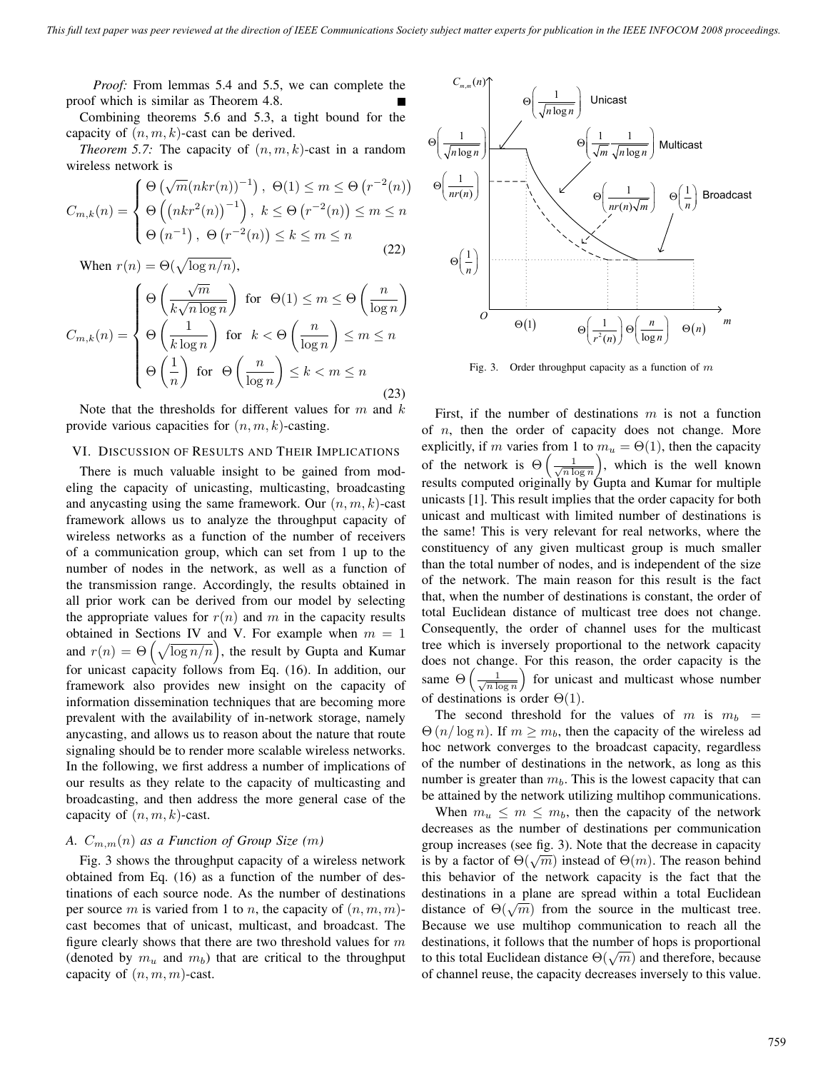*Proof:* From lemmas 5.4 and 5.5, we can complete the proof which is similar as Theorem 4.8. ■

Combining theorems 5.6 and 5.3, a tight bound for the capacity of $(n, m, k)$-cast can be derived.

*Theorem 5.7:* The capacity of $(n, m, k)$-cast in a random wireless network is

$$C_{m,k}(n) = \begin{cases} \Theta\left(\sqrt{m}(nkr(n))^{-1}\right), & \Theta(1) \le m \le \Theta\left(r^{-2}(n)\right) \\ \Theta\left(\left(nkr^2(n)\right)^{-1}\right), & k \le \Theta\left(r^{-2}(n)\right) \le m \le n \\ \Theta\left(n^{-1}\right), & \Theta\left(r^{-2}(n)\right) \le k \le m \le n \end{cases} \tag{22}$$

When $r(n) = \Theta(\sqrt{\log n/n})$,

$$C_{m,k}(n) = \begin{cases} \Theta\left(\frac{\sqrt{m}}{k\sqrt{n\log n}}\right) & \text{for } \Theta(1) \le m \le \Theta\left(\frac{n}{\log n}\right) \\ \Theta\left(\frac{1}{k\log n}\right) & \text{for } k < \Theta\left(\frac{n}{\log n}\right) \le m \le n \\ \Theta\left(\frac{1}{n}\right) & \text{for } \Theta\left(\frac{n}{\log n}\right) \le k < m \le n \end{cases} \tag{23}$$

Note that the thresholds for different values for $m$ and $k$ provide various capacities for $(n, m, k)$-casting.

## VI. Discussion of Results and Their Implications

There is much valuable insight to be gained from modeling the capacity of unicasting, multicasting, broadcasting and anycasting using the same framework. Our $(n, m, k)$-cast framework allows us to analyze the throughput capacity of wireless networks as a function of the number of receivers of a communication group, which can set from 1 up to the number of nodes in the network, as well as a function of the transmission range. Accordingly, the results obtained in all prior work can be derived from our model by selecting the appropriate values for $r(n)$ and $m$ in the capacity results obtained in Sections IV and V. For example when $m = 1$ and $r(n) = \Theta\left(\sqrt{\log n/n}\right)$, the result by Gupta and Kumar for unicast capacity follows from Eq. (16). In addition, our framework also provides new insight on the capacity of information dissemination techniques that are becoming more prevalent with the availability of in-network storage, namely anycasting, and allows us to reason about the nature that route signaling should be to render more scalable wireless networks. In the following, we first address a number of implications of our results as they relate to the capacity of multicasting and broadcasting, and then address the more general case of the capacity of $(n, m, k)$-cast.

### A. $C_{m,m}(n)$ as a Function of Group Size $(m)$

Fig. 3 shows the throughput capacity of a wireless network obtained from Eq. (16) as a function of the number of destinations of each source node. As the number of destinations per source $m$ is varied from 1 to $n$, the capacity of $(n, m, m)$-cast becomes that of unicast, multicast, and broadcast. The figure clearly shows that there are two threshold values for $m$ (denoted by $m_u$ and $m_b$) that are critical to the throughput capacity of $(n, m, m)$-cast.

Fig. 3. Order throughput capacity as a function of $m$

First, if the number of destinations $m$ is not a function of $n$, then the order of capacity does not change. More explicitly, if $m$ varies from 1 to $m_u = \Theta(1)$, then the capacity of the network is $\Theta\left(\frac{1}{\sqrt{n\log n}}\right)$, which is the well known results computed originally by Gupta and Kumar for multiple unicasts [1]. This result implies that the order capacity for both unicast and multicast with limited number of destinations is the same! This is very relevant for real networks, where the constituency of any given multicast group is much smaller than the total number of nodes, and is independent of the size of the network. The main reason for this result is the fact that, when the number of destinations is constant, the order of total Euclidean distance of multicast tree does not change. Consequently, the order of channel uses for the multicast tree which is inversely proportional to the network capacity does not change. For this reason, the order capacity is the same $\Theta\left(\frac{1}{\sqrt{n\log n}}\right)$ for unicast and multicast whose number of destinations is order $\Theta(1)$.

The second threshold for the values of $m$ is $m_b = \Theta\left(n/\log n\right)$. If $m \ge m_b$, then the capacity of the wireless ad hoc network converges to the broadcast capacity, regardless of the number of destinations in the network, as long as this number is greater than $m_b$. This is the lowest capacity that can be attained by the network utilizing multihop communications.

When $m_u \le m \le m_b$, then the capacity of the network decreases as the number of destinations per communication group increases (see fig. 3). Note that the decrease in capacity is by a factor of $\Theta(\sqrt{m})$ instead of $\Theta(m)$. The reason behind this behavior of the network capacity is the fact that the destinations in a plane are spread within a total Euclidean distance of $\Theta(\sqrt{m})$ from the source in the multicast tree. Because we use multihop communication to reach all the destinations, it follows that the number of hops is proportional to this total Euclidean distance $\Theta(\sqrt{m})$ and therefore, because of channel reuse, the capacity decreases inversely to this value.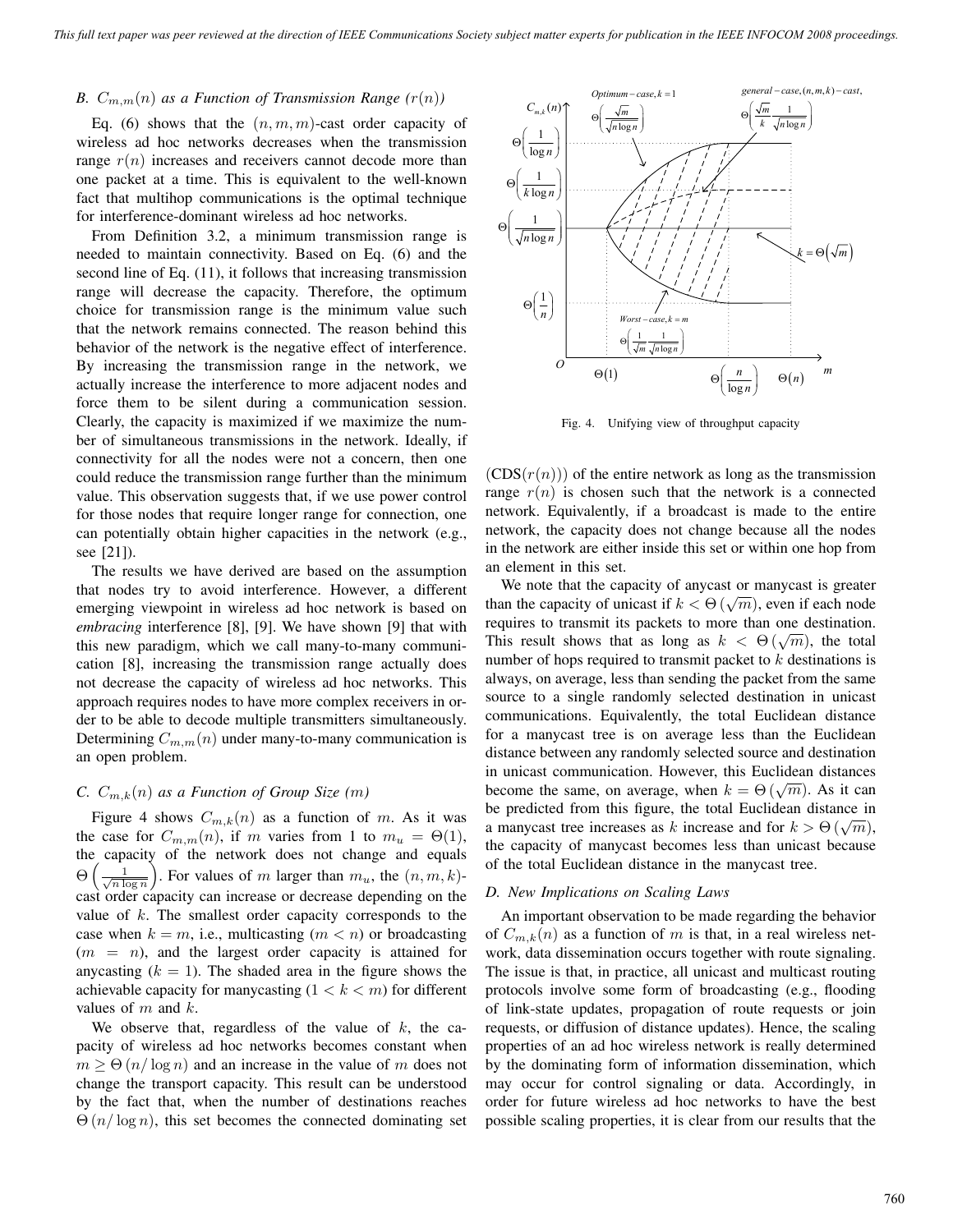### B. $C_{m,m}(n)$ as a Function of Transmission Range ($r(n)$)

Eq. (6) shows that the $(n, m, m)$-cast order capacity of wireless ad hoc networks decreases when the transmission range $r(n)$ increases and receivers cannot decode more than one packet at a time. This is equivalent to the well-known fact that multihop communications is the optimal technique for interference-dominant wireless ad hoc networks.

From Definition 3.2, a minimum transmission range is needed to maintain connectivity. Based on Eq. (6) and the second line of Eq. (11), it follows that increasing transmission range will decrease the capacity. Therefore, the optimum choice for transmission range is the minimum value such that the network remains connected. The reason behind this behavior of the network is the negative effect of interference. By increasing the transmission range in the network, we actually increase the interference to more adjacent nodes and force them to be silent during a communication session. Clearly, the capacity is maximized if we maximize the number of simultaneous transmissions in the network. Ideally, if connectivity for all the nodes were not a concern, then one could reduce the transmission range further than the minimum value. This observation suggests that, if we use power control for those nodes that require longer range for connection, one can potentially obtain higher capacities in the network (e.g., see [21]).

The results we have derived are based on the assumption that nodes try to avoid interference. However, a different emerging viewpoint in wireless ad hoc network is based on *embracing* interference [8], [9]. We have shown [9] that with this new paradigm, which we call many-to-many communication [8], increasing the transmission range actually does not decrease the capacity of wireless ad hoc networks. This approach requires nodes to have more complex receivers in order to be able to decode multiple transmitters simultaneously. Determining $C_{m,m}(n)$ under many-to-many communication is an open problem.

### C. $C_{m,k}(n)$ as a Function of Group Size ($m$)

Figure 4 shows $C_{m,k}(n)$ as a function of $m$. As it was the case for $C_{m,m}(n)$, if $m$ varies from 1 to $m_u = \Theta(1)$, the capacity of the network does not change and equals $\Theta\left(\frac{1}{\sqrt{n \log n}}\right)$. For values of $m$ larger than $m_u$, the $(n, m, k)$-cast order capacity can increase or decrease depending on the value of $k$. The smallest order capacity corresponds to the case when $k = m$, i.e., multicasting ($m < n$) or broadcasting ($m = n$), and the largest order capacity is attained for anycasting ($k = 1$). The shaded area in the figure shows the achievable capacity for manycasting ($1 < k < m$) for different values of $m$ and $k$.

We observe that, regardless of the value of $k$, the capacity of wireless ad hoc networks becomes constant when $m \geq \Theta(n/\log n)$ and an increase in the value of $m$ does not change the transport capacity. This result can be understood by the fact that, when the number of destinations reaches $\Theta(n/\log n)$, this set becomes the connected dominating set (CDS($r(n)$)) of the entire network as long as the transmission range $r(n)$ is chosen such that the network is a connected network. Equivalently, if a broadcast is made to the entire network, the capacity does not change because all the nodes in the network are either inside this set or within one hop from an element in this set.

Fig. 4. Unifying view of throughput capacity

We note that the capacity of anycast or manycast is greater than the capacity of unicast if $k < \Theta(\sqrt{m})$, even if each node requires to transmit its packets to more than one destination. This result shows that as long as $k < \Theta(\sqrt{m})$, the total number of hops required to transmit packet to $k$ destinations is always, on average, less than sending the packet from the same source to a single randomly selected destination in unicast communications. Equivalently, the total Euclidean distance for a manycast tree is on average less than the Euclidean distance between any randomly selected source and destination in unicast communication. However, this Euclidean distances become the same, on average, when $k = \Theta(\sqrt{m})$. As it can be predicted from this figure, the total Euclidean distance in a manycast tree increases as $k$ increase and for $k > \Theta(\sqrt{m})$, the capacity of manycast becomes less than unicast because of the total Euclidean distance in the manycast tree.

### D. New Implications on Scaling Laws

An important observation to be made regarding the behavior of $C_{m,k}(n)$ as a function of $m$ is that, in a real wireless network, data dissemination occurs together with route signaling. The issue is that, in practice, all unicast and multicast routing protocols involve some form of broadcasting (e.g., flooding of link-state updates, propagation of route requests or join requests, or diffusion of distance updates). Hence, the scaling properties of an ad hoc wireless network is really determined by the dominating form of information dissemination, which may occur for control signaling or data. Accordingly, in order for future wireless ad hoc networks to have the best possible scaling properties, it is clear from our results that the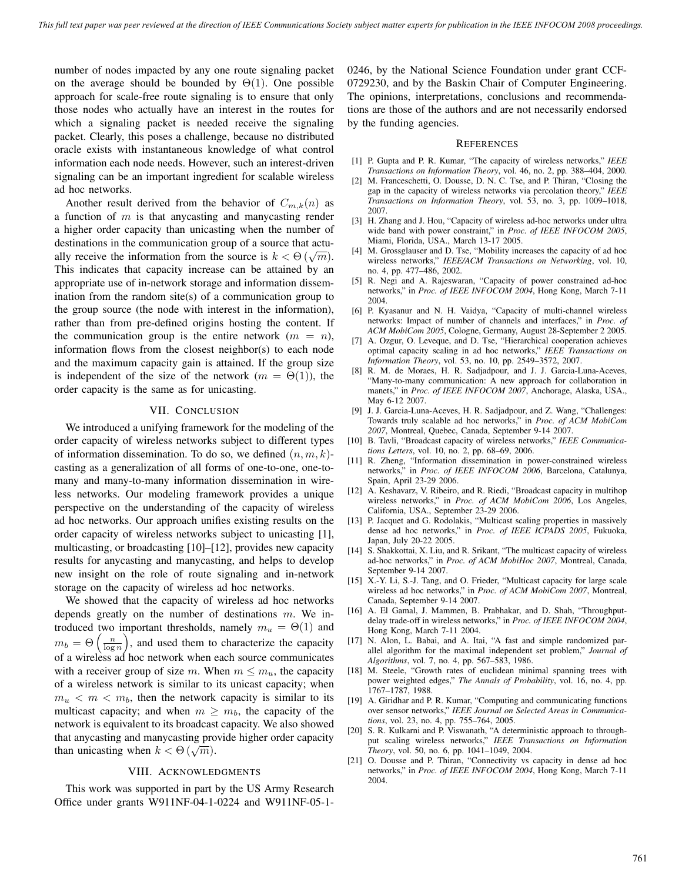number of nodes impacted by any one route signaling packet on the average should be bounded by $\Theta(1)$. One possible approach for scale-free route signaling is to ensure that only those nodes who actually have an interest in the routes for which a signaling packet is needed receive the signaling packet. Clearly, this poses a challenge, because no distributed oracle exists with instantaneous knowledge of what control information each node needs. However, such an interest-driven signaling can be an important ingredient for scalable wireless ad hoc networks.

Another result derived from the behavior of $C_{m,k}(n)$ as a function of $m$ is that anycasting and manycasting render a higher order capacity than unicasting when the number of destinations in the communication group of a source that actually receive the information from the source is $k < \Theta(\sqrt{m})$. This indicates that capacity increase can be attained by an appropriate use of in-network storage and information dissemination from the random site(s) of a communication group to the group source (the node with interest in the information), rather than from pre-defined origins hosting the content. If the communication group is the entire network ($m = n$), information flows from the closest neighbor(s) to each node and the maximum capacity gain is attained. If the group size is independent of the size of the network ($m = \Theta(1)$), the order capacity is the same as for unicasting.

## VII. Conclusion

We introduced a unifying framework for the modeling of the order capacity of wireless networks subject to different types of information dissemination. To do so, we defined $(n, m, k)$-casting as a generalization of all forms of one-to-one, one-to-many and many-to-many information dissemination in wireless networks. Our modeling framework provides a unique perspective on the understanding of the capacity of wireless ad hoc networks. Our approach unifies existing results on the order capacity of wireless networks subject to unicasting [1], multicasting, or broadcasting [10]–[12], provides new capacity results for anycasting and manycasting, and helps to develop new insight on the role of route signaling and in-network storage on the capacity of wireless ad hoc networks.

We showed that the capacity of wireless ad hoc networks depends greatly on the number of destinations $m$. We introduced two important thresholds, namely $m_u = \Theta(1)$ and $m_b = \Theta\left(\frac{n}{\log n}\right)$, and used them to characterize the capacity of a wireless ad hoc network when each source communicates with a receiver group of size $m$. When $m \leq m_u$, the capacity of a wireless network is similar to its unicast capacity; when $m_u < m < m_b$, then the network capacity is similar to its multicast capacity; and when $m \geq m_b$, the capacity of the network is equivalent to its broadcast capacity. We also showed that anycasting and manycasting provide higher order capacity than unicasting when $k < \Theta(\sqrt{m})$.

## VIII. Acknowledgments

This work was supported in part by the US Army Research Office under grants W911NF-04-1-0224 and W911NF-05-1-0246, by the National Science Foundation under grant CCF-0729230, and by the Baskin Chair of Computer Engineering. The opinions, interpretations, conclusions and recommendations are those of the authors and are not necessarily endorsed by the funding agencies.

## References

[1] P. Gupta and P. R. Kumar, "The capacity of wireless networks," *IEEE Transactions on Information Theory*, vol. 46, no. 2, pp. 388–404, 2000.

[2] M. Franceschetti, O. Dousse, D. N. C. Tse, and P. Thiran, "Closing the gap in the capacity of wireless networks via percolation theory," *IEEE Transactions on Information Theory*, vol. 53, no. 3, pp. 1009–1018, 2007.

[3] H. Zhang and J. Hou, "Capacity of wireless ad-hoc networks under ultra wide band with power constraint," in *Proc. of IEEE INFOCOM 2005*, Miami, Florida, USA., March 13-17 2005.

[4] M. Grossglauser and D. Tse, "Mobility increases the capacity of ad hoc wireless networks," *IEEE/ACM Transactions on Networking*, vol. 10, no. 4, pp. 477–486, 2002.

[5] R. Negi and A. Rajeswaran, "Capacity of power constrained ad-hoc networks," in *Proc. of IEEE INFOCOM 2004*, Hong Kong, March 7-11 2004.

[6] P. Kyasanur and N. H. Vaidya, "Capacity of multi-channel wireless networks: Impact of number of channels and interfaces," in *Proc. of ACM MobiCom 2005*, Cologne, Germany, August 28-September 2 2005.

[7] A. Ozgur, O. Leveque, and D. Tse, "Hierarchical cooperation achieves optimal capacity scaling in ad hoc networks," *IEEE Transactions on Information Theory*, vol. 53, no. 10, pp. 2549–3572, 2007.

[8] R. M. de Moraes, H. R. Sadjadpour, and J. J. Garcia-Luna-Aceves, "Many-to-many communication: A new approach for collaboration in manets," in *Proc. of IEEE INFOCOM 2007*, Anchorage, Alaska, USA., May 6-12 2007.

[9] J. J. Garcia-Luna-Aceves, H. R. Sadjadpour, and Z. Wang, "Challenges: Towards truly scalable ad hoc networks," in *Proc. of ACM MobiCom 2007*, Montreal, Quebec, Canada, September 9-14 2007.

[10] B. Tavli, "Broadcast capacity of wireless networks," *IEEE Communications Letters*, vol. 10, no. 2, pp. 68–69, 2006.

[11] R. Zheng, "Information dissemination in power-constrained wireless networks," in *Proc. of IEEE INFOCOM 2006*, Barcelona, Catalunya, Spain, April 23-29 2006.

[12] A. Keshavarz, V. Ribeiro, and R. Riedi, "Broadcast capacity in multihop wireless networks," in *Proc. of ACM MobiCom 2006*, Los Angeles, California, USA., September 23-29 2006.

[13] P. Jacquet and G. Rodolakis, "Multicast scaling properties in massively dense ad hoc networks," in *Proc. of IEEE ICPADS 2005*, Fukuoka, Japan, July 20-22 2005.

[14] S. Shakkottai, X. Liu, and R. Srikant, "The multicast capacity of wireless ad-hoc networks," in *Proc. of ACM MobiHoc 2007*, Montreal, Canada, September 9-14 2007.

[15] X.-Y. Li, S.-J. Tang, and O. Frieder, "Multicast capacity for large scale wireless ad hoc networks," in *Proc. of ACM MobiCom 2007*, Montreal, Canada, September 9-14 2007.

[16] A. El Gamal, J. Mammen, B. Prabhakar, and D. Shah, "Throughput-delay trade-off in wireless networks," in *Proc. of IEEE INFOCOM 2004*, Hong Kong, March 7-11 2004.

[17] N. Alon, L. Babai, and A. Itai, "A fast and simple randomized parallel algorithm for the maximal independent set problem," *Journal of Algorithms*, vol. 7, no. 4, pp. 567–583, 1986.

[18] M. Steele, "Growth rates of euclidean minimal spanning trees with power weighted edges," *The Annals of Probability*, vol. 16, no. 4, pp. 1767–1787, 1988.

[19] A. Giridhar and P. R. Kumar, "Computing and communicating functions over sensor networks," *IEEE Journal on Selected Areas in Communications*, vol. 23, no. 4, pp. 755–764, 2005.

[20] S. R. Kulkarni and P. Viswanath, "A deterministic approach to throughput scaling wireless networks," *IEEE Transactions on Information Theory*, vol. 50, no. 6, pp. 1041–1049, 2004.

[21] O. Dousse and P. Thiran, "Connectivity vs capacity in dense ad hoc networks," in *Proc. of IEEE INFOCOM 2004*, Hong Kong, March 7-11 2004.